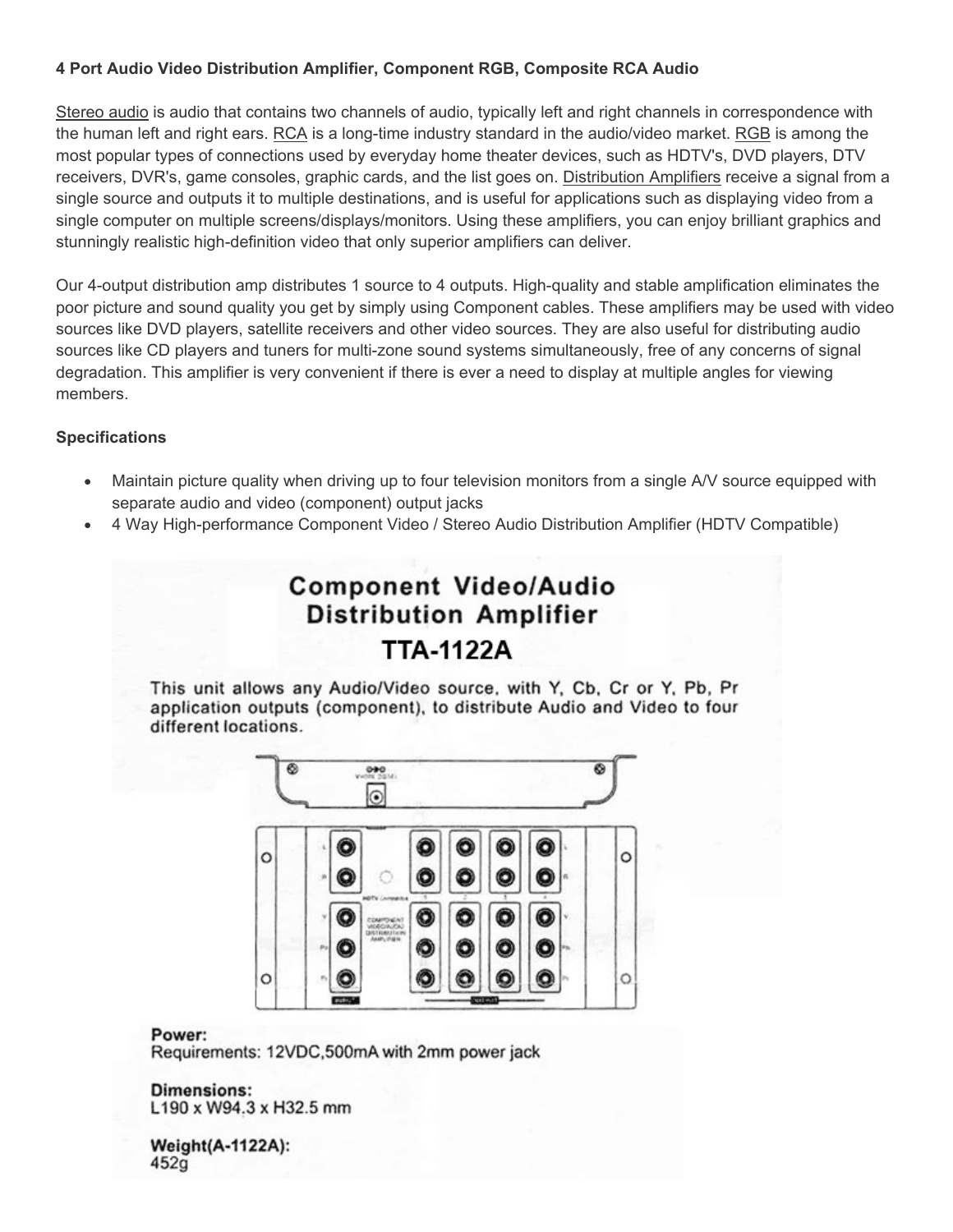**4 Port Audio Video Distribution Amplifier, Component RGB, Composite RCA Audio**

Stereo audio is audio that contains two channels of audio, typically left and right channels in correspondence with the human left and right ears. RCA is a long-time industry standard in the audio/video market. RGB is among the most popular types of connections used by everyday home theater devices, such as HDTV's, DVD players, DTV receivers, DVR's, game consoles, graphic cards, and the list goes on. Distribution Amplifiers receive a signal from a single source and outputs it to multiple destinations, and is useful for applications such as displaying video from a single computer on multiple screens/displays/monitors. Using these amplifiers, you can enjoy brilliant graphics and stunningly realistic high-definition video that only superior amplifiers can deliver.

Our 4-output distribution amp distributes 1 source to 4 outputs. High-quality and stable amplification eliminates the poor picture and sound quality you get by simply using Component cables. These amplifiers may be used with video sources like DVD players, satellite receivers and other video sources. They are also useful for distributing audio sources like CD players and tuners for multi-zone sound systems simultaneously, free of any concerns of signal degradation. This amplifier is very convenient if there is ever a need to display at multiple angles for viewing members.

**Specifications**

- Maintain picture quality when driving up to four television monitors from a single A/V source equipped with separate audio and video (component) output jacks
- 4 Way High-performance Component Video / Stereo Audio Distribution Amplifier (HDTV Compatible)

## Component Video/Audio Distribution Amplifier TTA-1122A

This unit allows any Audio/Video source, with Y, Cb, Cr or Y, Pb, Pr application outputs (component), to distribute Audio and Video to four different locations.

**Power:**
Requirements: 12VDC,500mA with 2mm power jack

**Dimensions:**
L190 x W94.3 x H32.5 mm

**Weight(A-1122A):**
452g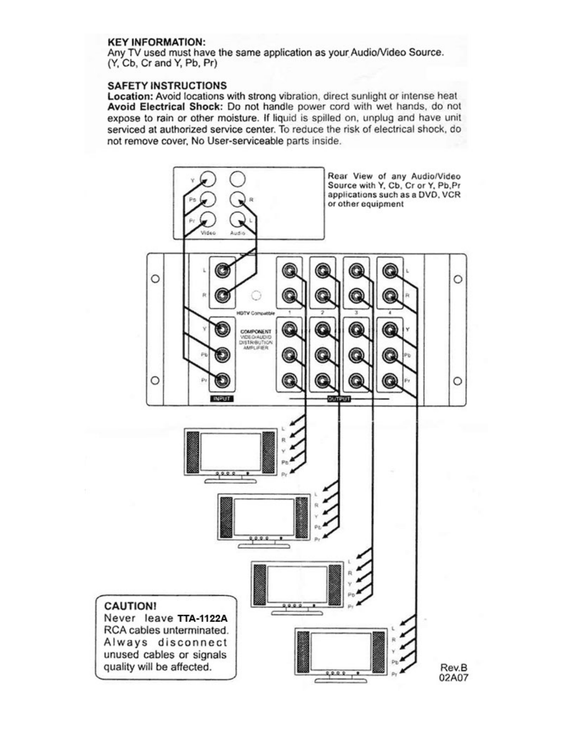**KEY INFORMATION:**
Any TV used must have the same application as your Audio/Video Source. (Y, Cb, Cr and Y, Pb, Pr)

**SAFETY INSTRUCTIONS**

**Location:** Avoid locations with strong vibration, direct sunlight or intense heat

**Avoid Electrical Shock:** Do not handle power cord with wet hands, do not expose to rain or other moisture. If liquid is spilled on, unplug and have unit serviced at authorized service center. To reduce the risk of electrical shock, do not remove cover, No User-serviceable parts inside.

Y
Pb
Pr
Video
R
L
Audio

Rear View of any Audio/Video Source with Y, Cb, Cr or Y, Pb,Pr applications such as a DVD, VCR or other equipment

L
R
Y
Pb
Pr
INPUT
HDTV Compatible
COMPONENT VIDEO/AUDIO DISTRIBUTION AMPLIFIER
1
2
3
4
L
R
Y
Pb
Pr
OUTPUT

L
R
Y
Pb
Pr

**CAUTION!**
Never leave **TTA-1122A** RCA cables unterminated. Always disconnect unused cables or signals quality will be affected.

Rev.B
02A07